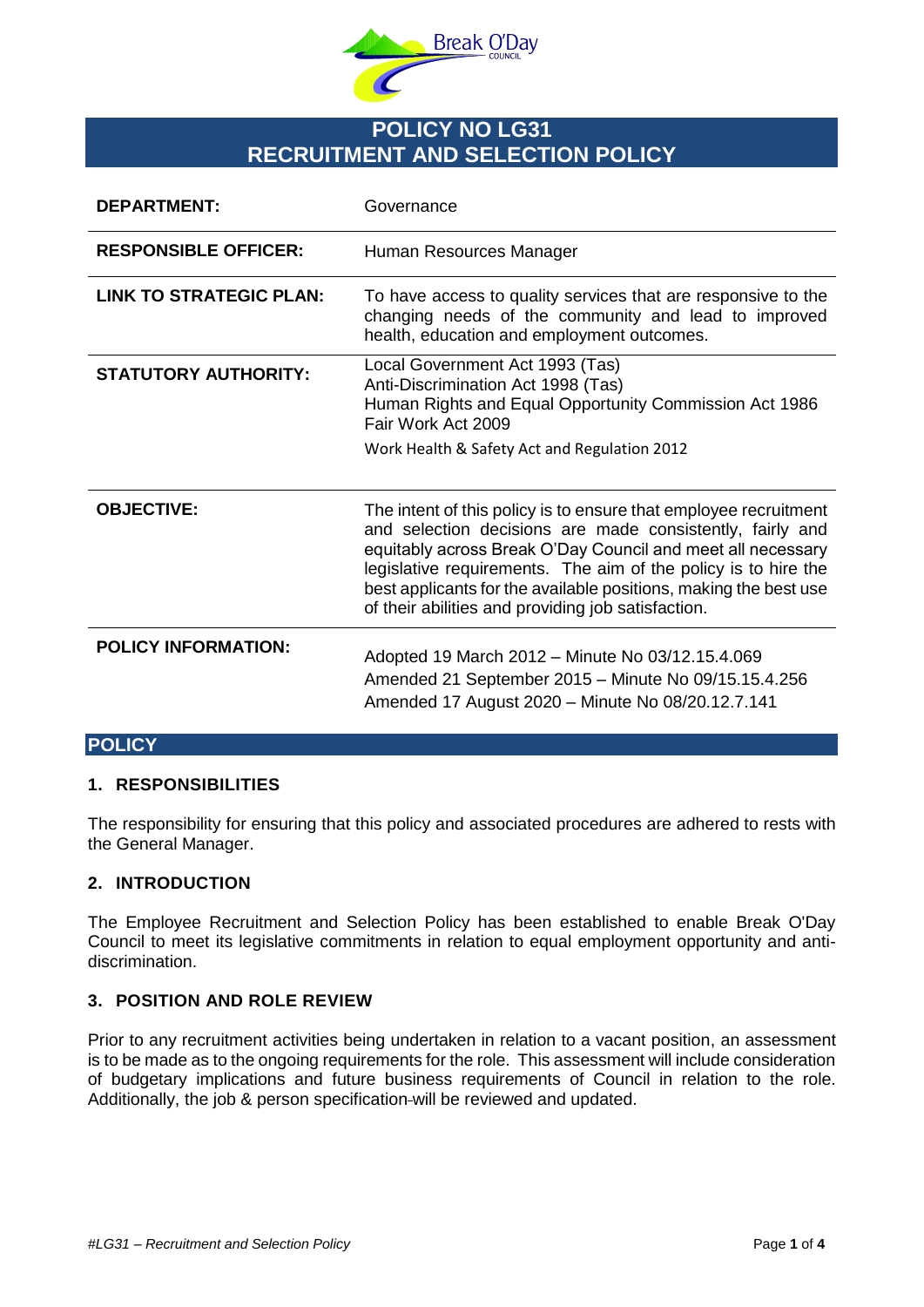# POLICY NO LG31
# RECRUITMENT AND SELECTION POLICY

| | |
|---|---|
| **DEPARTMENT:** | Governance |
| **RESPONSIBLE OFFICER:** | Human Resources Manager |
| **LINK TO STRATEGIC PLAN:** | To have access to quality services that are responsive to the changing needs of the community and lead to improved health, education and employment outcomes. |
| **STATUTORY AUTHORITY:** | Local Government Act 1993 (Tas)<br>Anti-Discrimination Act 1998 (Tas)<br>Human Rights and Equal Opportunity Commission Act 1986<br>Fair Work Act 2009<br>Work Health & Safety Act and Regulation 2012 |
| **OBJECTIVE:** | The intent of this policy is to ensure that employee recruitment and selection decisions are made consistently, fairly and equitably across Break O'Day Council and meet all necessary legislative requirements. The aim of the policy is to hire the best applicants for the available positions, making the best use of their abilities and providing job satisfaction. |
| **POLICY INFORMATION:** | Adopted 19 March 2012 – Minute No 03/12.15.4.069<br>Amended 21 September 2015 – Minute No 09/15.15.4.256<br>Amended 17 August 2020 – Minute No 08/20.12.7.141 |

## POLICY

### 1. RESPONSIBILITIES

The responsibility for ensuring that this policy and associated procedures are adhered to rests with the General Manager.

### 2. INTRODUCTION

The Employee Recruitment and Selection Policy has been established to enable Break O'Day Council to meet its legislative commitments in relation to equal employment opportunity and anti-discrimination.

### 3. POSITION AND ROLE REVIEW

Prior to any recruitment activities being undertaken in relation to a vacant position, an assessment is to be made as to the ongoing requirements for the role. This assessment will include consideration of budgetary implications and future business requirements of Council in relation to the role. Additionally, the job & person specification will be reviewed and updated.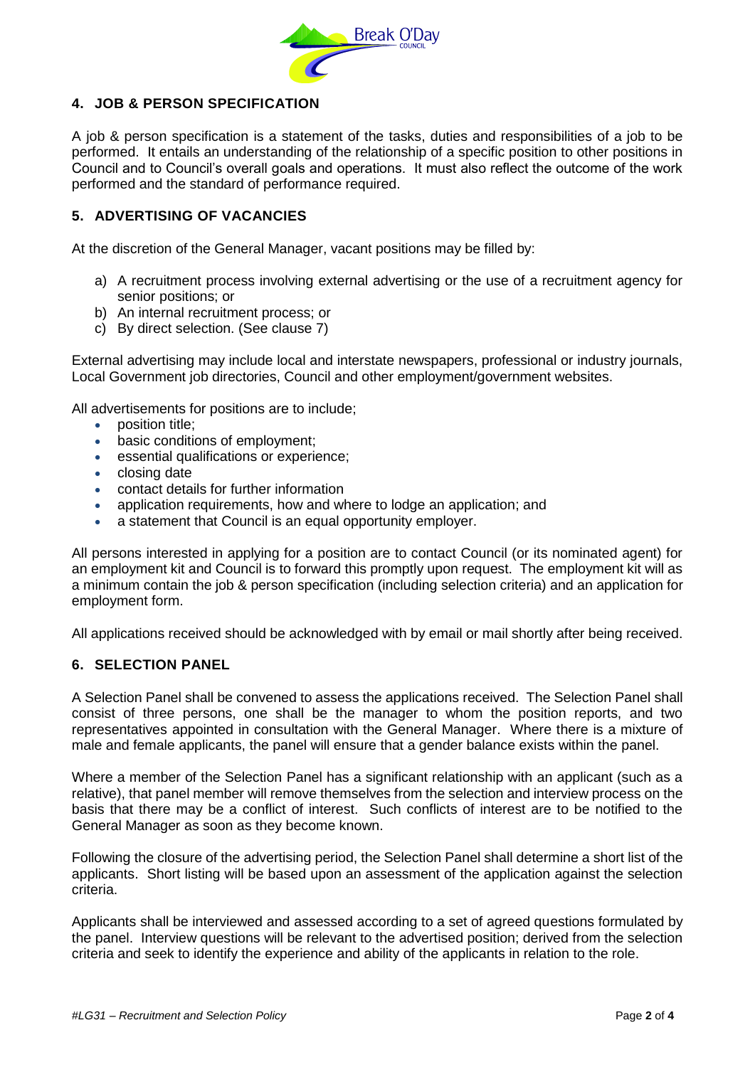## 4. JOB & PERSON SPECIFICATION

A job & person specification is a statement of the tasks, duties and responsibilities of a job to be performed. It entails an understanding of the relationship of a specific position to other positions in Council and to Council's overall goals and operations. It must also reflect the outcome of the work performed and the standard of performance required.

## 5. ADVERTISING OF VACANCIES

At the discretion of the General Manager, vacant positions may be filled by:

a) A recruitment process involving external advertising or the use of a recruitment agency for senior positions; or
b) An internal recruitment process; or
c) By direct selection. (See clause 7)

External advertising may include local and interstate newspapers, professional or industry journals, Local Government job directories, Council and other employment/government websites.

All advertisements for positions are to include;

- position title;
- basic conditions of employment;
- essential qualifications or experience;
- closing date
- contact details for further information
- application requirements, how and where to lodge an application; and
- a statement that Council is an equal opportunity employer.

All persons interested in applying for a position are to contact Council (or its nominated agent) for an employment kit and Council is to forward this promptly upon request. The employment kit will as a minimum contain the job & person specification (including selection criteria) and an application for employment form.

All applications received should be acknowledged with by email or mail shortly after being received.

## 6. SELECTION PANEL

A Selection Panel shall be convened to assess the applications received. The Selection Panel shall consist of three persons, one shall be the manager to whom the position reports, and two representatives appointed in consultation with the General Manager. Where there is a mixture of male and female applicants, the panel will ensure that a gender balance exists within the panel.

Where a member of the Selection Panel has a significant relationship with an applicant (such as a relative), that panel member will remove themselves from the selection and interview process on the basis that there may be a conflict of interest. Such conflicts of interest are to be notified to the General Manager as soon as they become known.

Following the closure of the advertising period, the Selection Panel shall determine a short list of the applicants. Short listing will be based upon an assessment of the application against the selection criteria.

Applicants shall be interviewed and assessed according to a set of agreed questions formulated by the panel. Interview questions will be relevant to the advertised position; derived from the selection criteria and seek to identify the experience and ability of the applicants in relation to the role.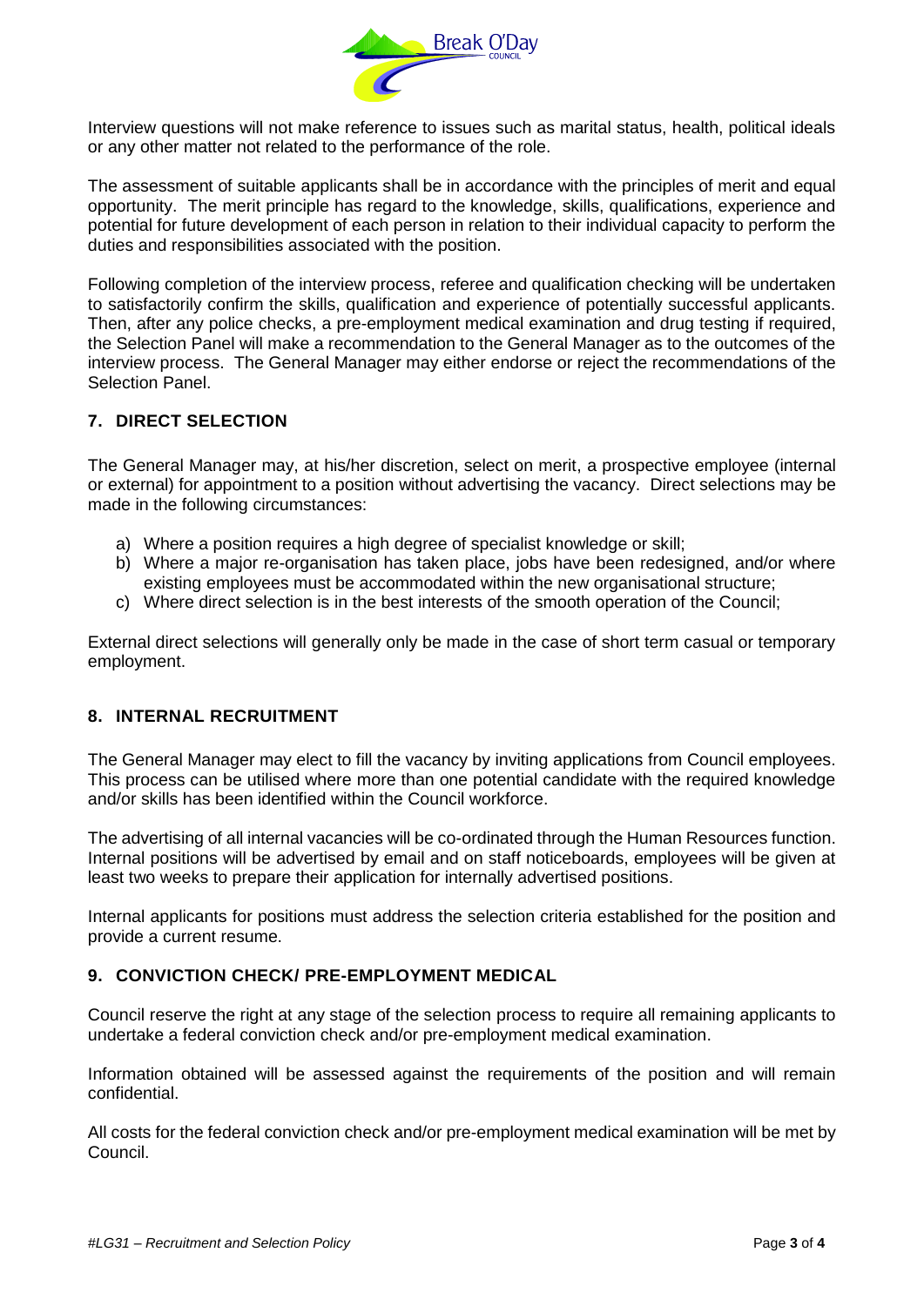Interview questions will not make reference to issues such as marital status, health, political ideals or any other matter not related to the performance of the role.

The assessment of suitable applicants shall be in accordance with the principles of merit and equal opportunity. The merit principle has regard to the knowledge, skills, qualifications, experience and potential for future development of each person in relation to their individual capacity to perform the duties and responsibilities associated with the position.

Following completion of the interview process, referee and qualification checking will be undertaken to satisfactorily confirm the skills, qualification and experience of potentially successful applicants. Then, after any police checks, a pre-employment medical examination and drug testing if required, the Selection Panel will make a recommendation to the General Manager as to the outcomes of the interview process. The General Manager may either endorse or reject the recommendations of the Selection Panel.

## 7. DIRECT SELECTION

The General Manager may, at his/her discretion, select on merit, a prospective employee (internal or external) for appointment to a position without advertising the vacancy. Direct selections may be made in the following circumstances:

a) Where a position requires a high degree of specialist knowledge or skill;
b) Where a major re-organisation has taken place, jobs have been redesigned, and/or where existing employees must be accommodated within the new organisational structure;
c) Where direct selection is in the best interests of the smooth operation of the Council;

External direct selections will generally only be made in the case of short term casual or temporary employment.

## 8. INTERNAL RECRUITMENT

The General Manager may elect to fill the vacancy by inviting applications from Council employees. This process can be utilised where more than one potential candidate with the required knowledge and/or skills has been identified within the Council workforce.

The advertising of all internal vacancies will be co-ordinated through the Human Resources function. Internal positions will be advertised by email and on staff noticeboards, employees will be given at least two weeks to prepare their application for internally advertised positions.

Internal applicants for positions must address the selection criteria established for the position and provide a current resume.

## 9. CONVICTION CHECK/ PRE-EMPLOYMENT MEDICAL

Council reserve the right at any stage of the selection process to require all remaining applicants to undertake a federal conviction check and/or pre-employment medical examination.

Information obtained will be assessed against the requirements of the position and will remain confidential.

All costs for the federal conviction check and/or pre-employment medical examination will be met by Council.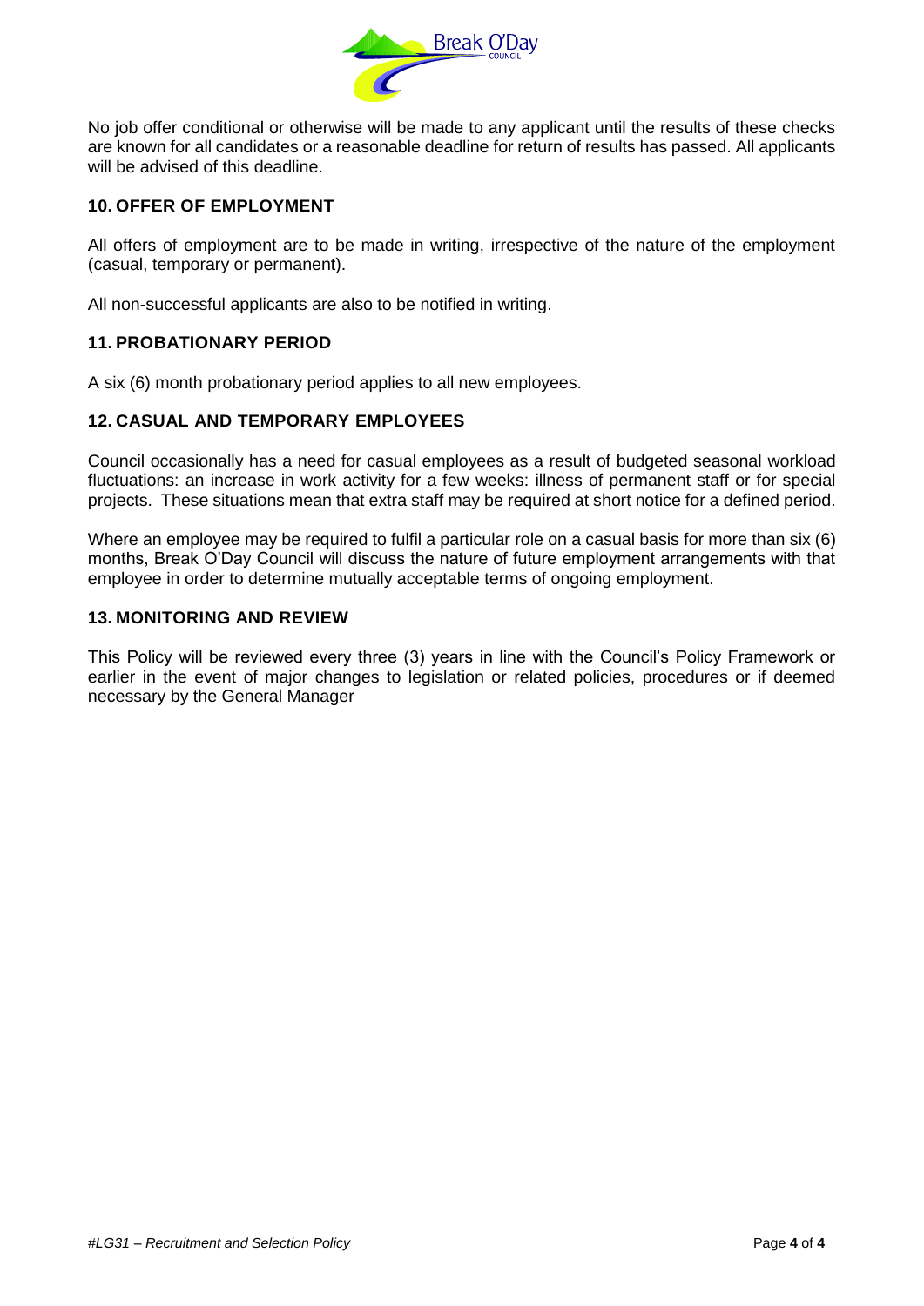No job offer conditional or otherwise will be made to any applicant until the results of these checks are known for all candidates or a reasonable deadline for return of results has passed. All applicants will be advised of this deadline.

## 10. OFFER OF EMPLOYMENT

All offers of employment are to be made in writing, irrespective of the nature of the employment (casual, temporary or permanent).

All non-successful applicants are also to be notified in writing.

## 11. PROBATIONARY PERIOD

A six (6) month probationary period applies to all new employees.

## 12. CASUAL AND TEMPORARY EMPLOYEES

Council occasionally has a need for casual employees as a result of budgeted seasonal workload fluctuations: an increase in work activity for a few weeks: illness of permanent staff or for special projects. These situations mean that extra staff may be required at short notice for a defined period.

Where an employee may be required to fulfil a particular role on a casual basis for more than six (6) months, Break O'Day Council will discuss the nature of future employment arrangements with that employee in order to determine mutually acceptable terms of ongoing employment.

## 13. MONITORING AND REVIEW

This Policy will be reviewed every three (3) years in line with the Council's Policy Framework or earlier in the event of major changes to legislation or related policies, procedures or if deemed necessary by the General Manager